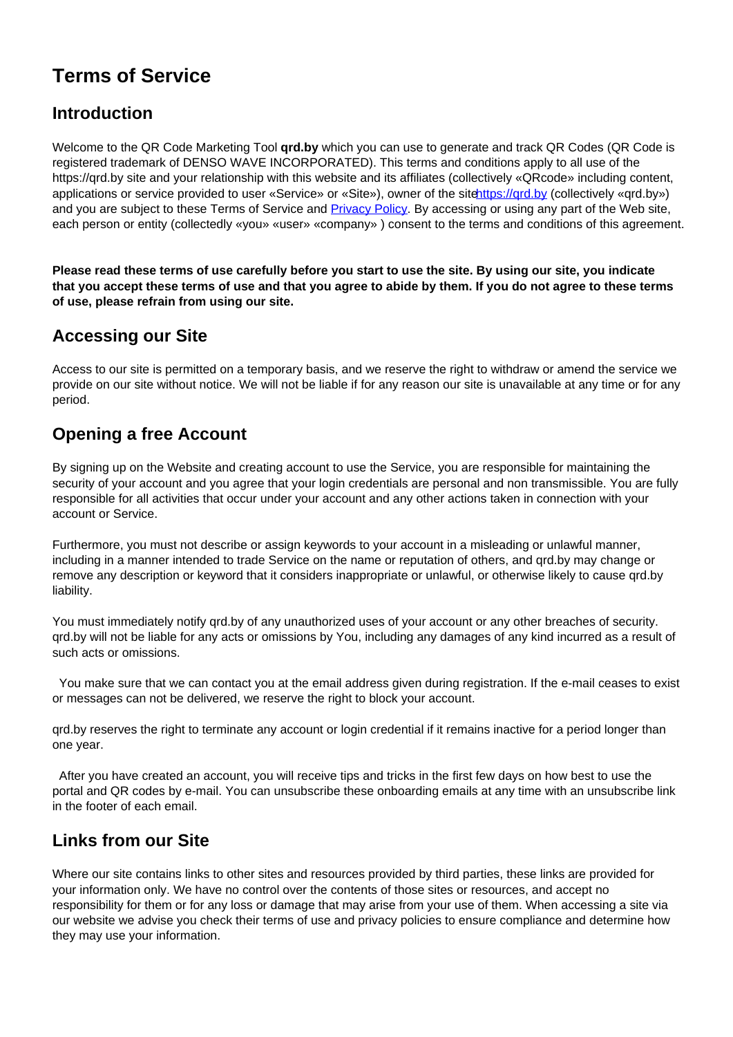# Terms of Service

## Introduction

Welcome to the QR Code Marketing Tool **qrd.by** which you can use to generate and track QR Codes (QR Code is registered trademark of DENSO WAVE INCORPORATED). This terms and conditions apply to all use of the https://qrd.by site and your relationship with this website and its affiliates (collectively «QRcode» including content, applications or service provided to user «Service» or «Site»), owner of the site[https://qrd.by](https://qrd.by) (collectively «qrd.by») and you are subject to these Terms of Service and [Privacy Policy](). By accessing or using any part of the Web site, each person or entity (collectedly «you» «user» «company» ) consent to the terms and conditions of this agreement.

**Please read these terms of use carefully before you start to use the site. By using our site, you indicate that you accept these terms of use and that you agree to abide by them. If you do not agree to these terms of use, please refrain from using our site.**

## Accessing our Site

Access to our site is permitted on a temporary basis, and we reserve the right to withdraw or amend the service we provide on our site without notice. We will not be liable if for any reason our site is unavailable at any time or for any period.

## Opening a free Account

By signing up on the Website and creating account to use the Service, you are responsible for maintaining the security of your account and you agree that your login credentials are personal and non transmissible. You are fully responsible for all activities that occur under your account and any other actions taken in connection with your account or Service.

Furthermore, you must not describe or assign keywords to your account in a misleading or unlawful manner, including in a manner intended to trade Service on the name or reputation of others, and qrd.by may change or remove any description or keyword that it considers inappropriate or unlawful, or otherwise likely to cause qrd.by liability.

You must immediately notify qrd.by of any unauthorized uses of your account or any other breaches of security. qrd.by will not be liable for any acts or omissions by You, including any damages of any kind incurred as a result of such acts or omissions.

You make sure that we can contact you at the email address given during registration. If the e-mail ceases to exist or messages can not be delivered, we reserve the right to block your account.

qrd.by reserves the right to terminate any account or login credential if it remains inactive for a period longer than one year.

After you have created an account, you will receive tips and tricks in the first few days on how best to use the portal and QR codes by e-mail. You can unsubscribe these onboarding emails at any time with an unsubscribe link in the footer of each email.

## Links from our Site

Where our site contains links to other sites and resources provided by third parties, these links are provided for your information only. We have no control over the contents of those sites or resources, and accept no responsibility for them or for any loss or damage that may arise from your use of them. When accessing a site via our website we advise you check their terms of use and privacy policies to ensure compliance and determine how they may use your information.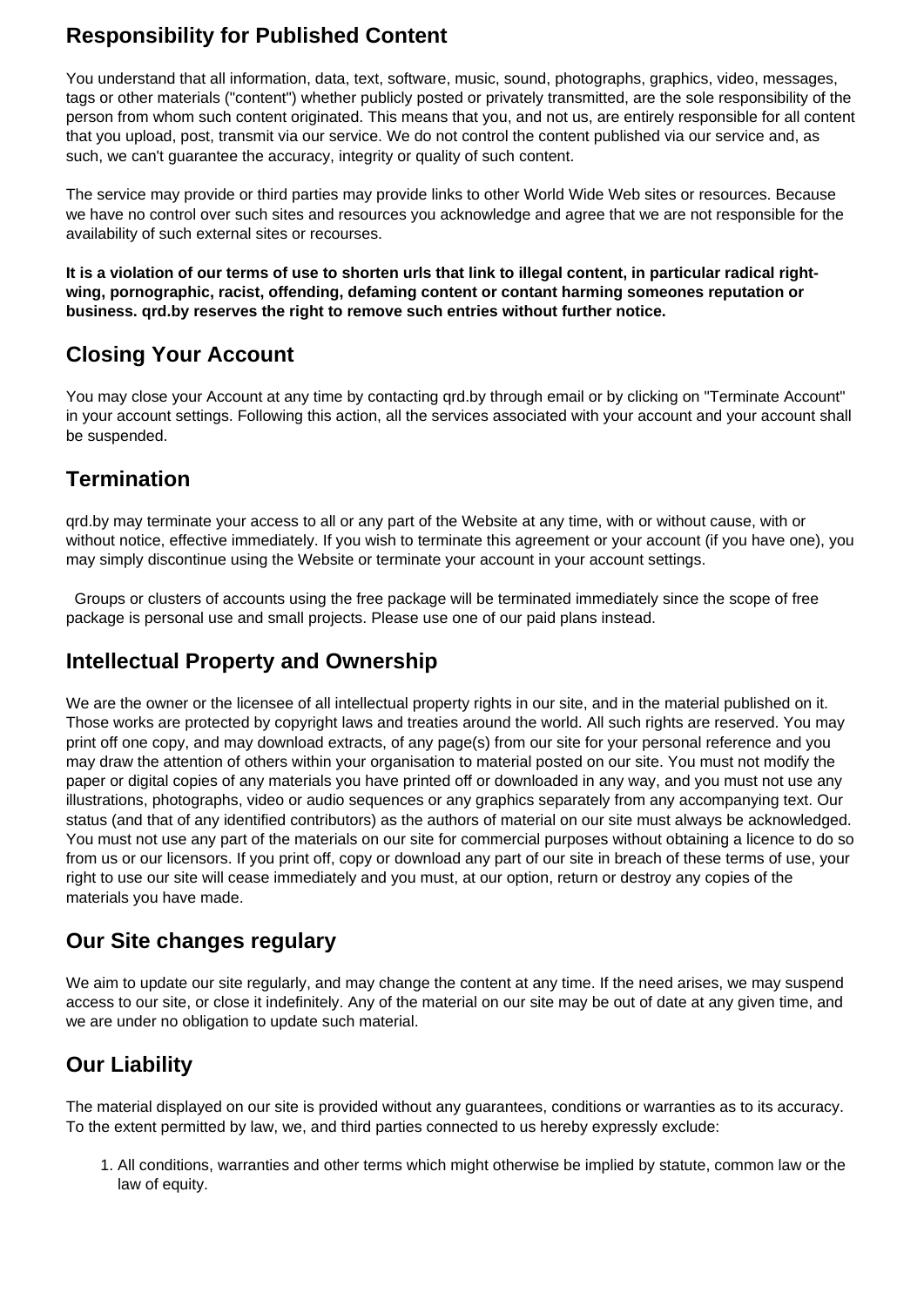## Responsibility for Published Content

You understand that all information, data, text, software, music, sound, photographs, graphics, video, messages, tags or other materials ("content") whether publicly posted or privately transmitted, are the sole responsibility of the person from whom such content originated. This means that you, and not us, are entirely responsible for all content that you upload, post, transmit via our service. We do not control the content published via our service and, as such, we can't guarantee the accuracy, integrity or quality of such content.

The service may provide or third parties may provide links to other World Wide Web sites or resources. Because we have no control over such sites and resources you acknowledge and agree that we are not responsible for the availability of such external sites or recourses.

**It is a violation of our terms of use to shorten urls that link to illegal content, in particular radical right-wing, pornographic, racist, offending, defaming content or contant harming someones reputation or business. qrd.by reserves the right to remove such entries without further notice.**

## Closing Your Account

You may close your Account at any time by contacting qrd.by through email or by clicking on "Terminate Account" in your account settings. Following this action, all the services associated with your account and your account shall be suspended.

## Termination

qrd.by may terminate your access to all or any part of the Website at any time, with or without cause, with or without notice, effective immediately. If you wish to terminate this agreement or your account (if you have one), you may simply discontinue using the Website or terminate your account in your account settings.

Groups or clusters of accounts using the free package will be terminated immediately since the scope of free package is personal use and small projects. Please use one of our paid plans instead.

## Intellectual Property and Ownership

We are the owner or the licensee of all intellectual property rights in our site, and in the material published on it. Those works are protected by copyright laws and treaties around the world. All such rights are reserved. You may print off one copy, and may download extracts, of any page(s) from our site for your personal reference and you may draw the attention of others within your organisation to material posted on our site. You must not modify the paper or digital copies of any materials you have printed off or downloaded in any way, and you must not use any illustrations, photographs, video or audio sequences or any graphics separately from any accompanying text. Our status (and that of any identified contributors) as the authors of material on our site must always be acknowledged. You must not use any part of the materials on our site for commercial purposes without obtaining a licence to do so from us or our licensors. If you print off, copy or download any part of our site in breach of these terms of use, your right to use our site will cease immediately and you must, at our option, return or destroy any copies of the materials you have made.

## Our Site changes regulary

We aim to update our site regularly, and may change the content at any time. If the need arises, we may suspend access to our site, or close it indefinitely. Any of the material on our site may be out of date at any given time, and we are under no obligation to update such material.

## Our Liability

The material displayed on our site is provided without any guarantees, conditions or warranties as to its accuracy. To the extent permitted by law, we, and third parties connected to us hereby expressly exclude:

1. All conditions, warranties and other terms which might otherwise be implied by statute, common law or the law of equity.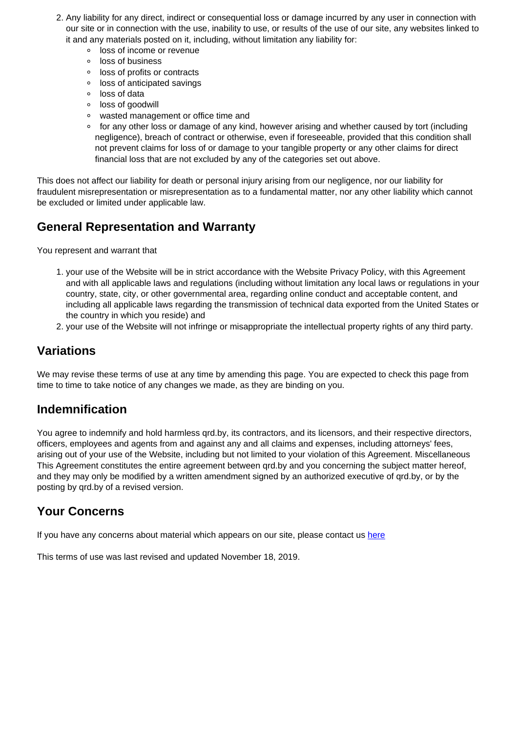2. Any liability for any direct, indirect or consequential loss or damage incurred by any user in connection with our site or in connection with the use, inability to use, or results of the use of our site, any websites linked to it and any materials posted on it, including, without limitation any liability for:
    - loss of income or revenue
    - loss of business
    - loss of profits or contracts
    - loss of anticipated savings
    - loss of data
    - loss of goodwill
    - wasted management or office time and
    - for any other loss or damage of any kind, however arising and whether caused by tort (including negligence), breach of contract or otherwise, even if foreseeable, provided that this condition shall not prevent claims for loss of or damage to your tangible property or any other claims for direct financial loss that are not excluded by any of the categories set out above.

This does not affect our liability for death or personal injury arising from our negligence, nor our liability for fraudulent misrepresentation or misrepresentation as to a fundamental matter, nor any other liability which cannot be excluded or limited under applicable law.

## General Representation and Warranty

You represent and warrant that

1. your use of the Website will be in strict accordance with the Website Privacy Policy, with this Agreement and with all applicable laws and regulations (including without limitation any local laws or regulations in your country, state, city, or other governmental area, regarding online conduct and acceptable content, and including all applicable laws regarding the transmission of technical data exported from the United States or the country in which you reside) and
2. your use of the Website will not infringe or misappropriate the intellectual property rights of any third party.

## Variations

We may revise these terms of use at any time by amending this page. You are expected to check this page from time to time to take notice of any changes we made, as they are binding on you.

## Indemnification

You agree to indemnify and hold harmless qrd.by, its contractors, and its licensors, and their respective directors, officers, employees and agents from and against any and all claims and expenses, including attorneys' fees, arising out of your use of the Website, including but not limited to your violation of this Agreement. Miscellaneous This Agreement constitutes the entire agreement between qrd.by and you concerning the subject matter hereof, and they may only be modified by a written amendment signed by an authorized executive of qrd.by, or by the posting by qrd.by of a revised version.

## Your Concerns

If you have any concerns about material which appears on our site, please contact us here

This terms of use was last revised and updated November 18, 2019.